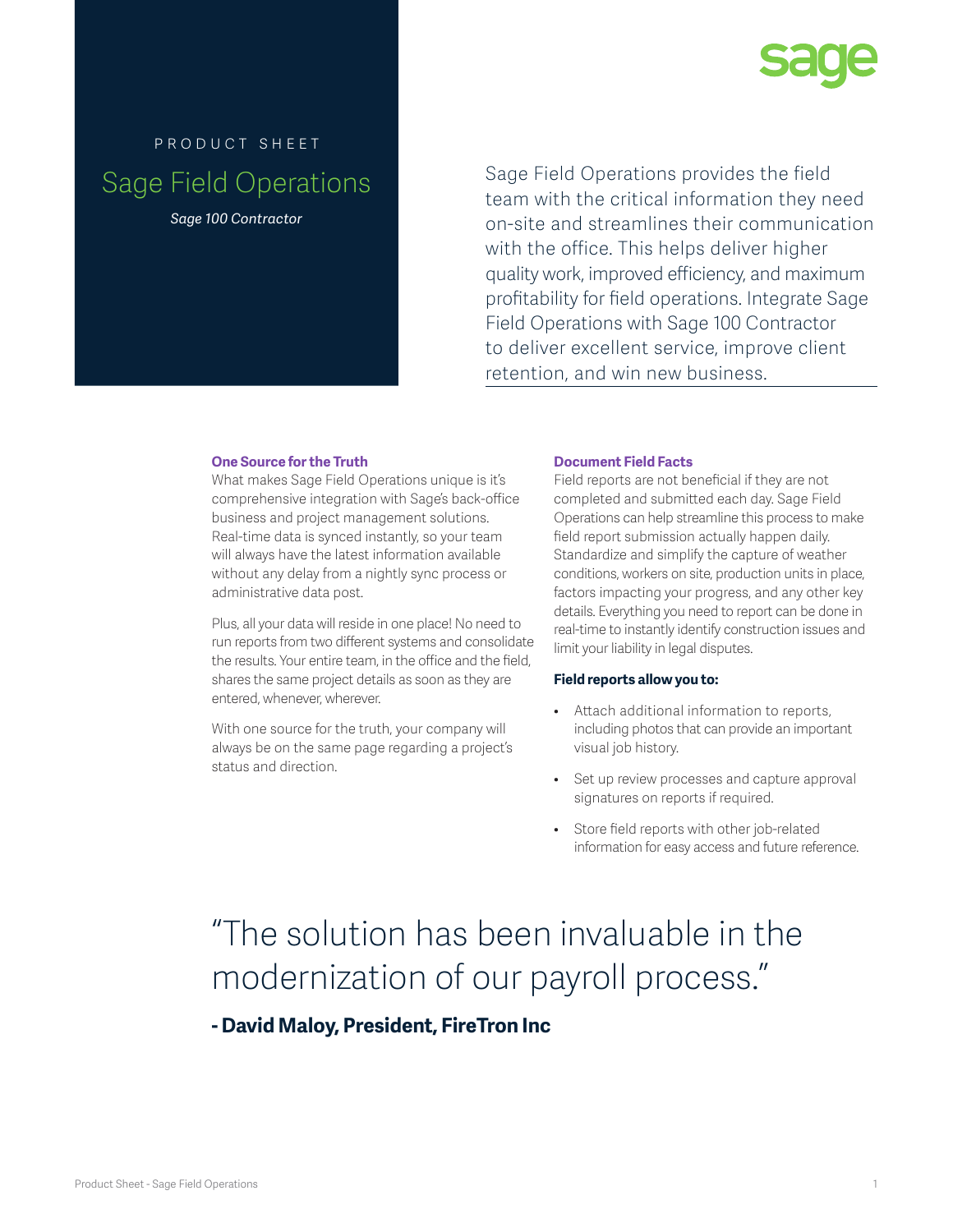PRODUCT SHEET

# Sage Field Operations

*Sage 100 Contractor*

Sage Field Operations provides the field team with the critical information they need on-site and streamlines their communication with the office. This helps deliver higher quality work, improved efficiency, and maximum profitability for field operations. Integrate Sage Field Operations with Sage 100 Contractor to deliver excellent service, improve client retention, and win new business.

### One Source for the Truth

What makes Sage Field Operations unique is it's comprehensive integration with Sage's back-office business and project management solutions. Real-time data is synced instantly, so your team will always have the latest information available without any delay from a nightly sync process or administrative data post.

Plus, all your data will reside in one place! No need to run reports from two different systems and consolidate the results. Your entire team, in the office and the field, shares the same project details as soon as they are entered, whenever, wherever.

With one source for the truth, your company will always be on the same page regarding a project's status and direction.

### Document Field Facts

Field reports are not beneficial if they are not completed and submitted each day. Sage Field Operations can help streamline this process to make field report submission actually happen daily. Standardize and simplify the capture of weather conditions, workers on site, production units in place, factors impacting your progress, and any other key details. Everything you need to report can be done in real-time to instantly identify construction issues and limit your liability in legal disputes.

**Field reports allow you to:**

- Attach additional information to reports, including photos that can provide an important visual job history.
- Set up review processes and capture approval signatures on reports if required.
- Store field reports with other job-related information for easy access and future reference.

> "The solution has been invaluable in the modernization of our payroll process."
>
> **- David Maloy, President, FireTron Inc**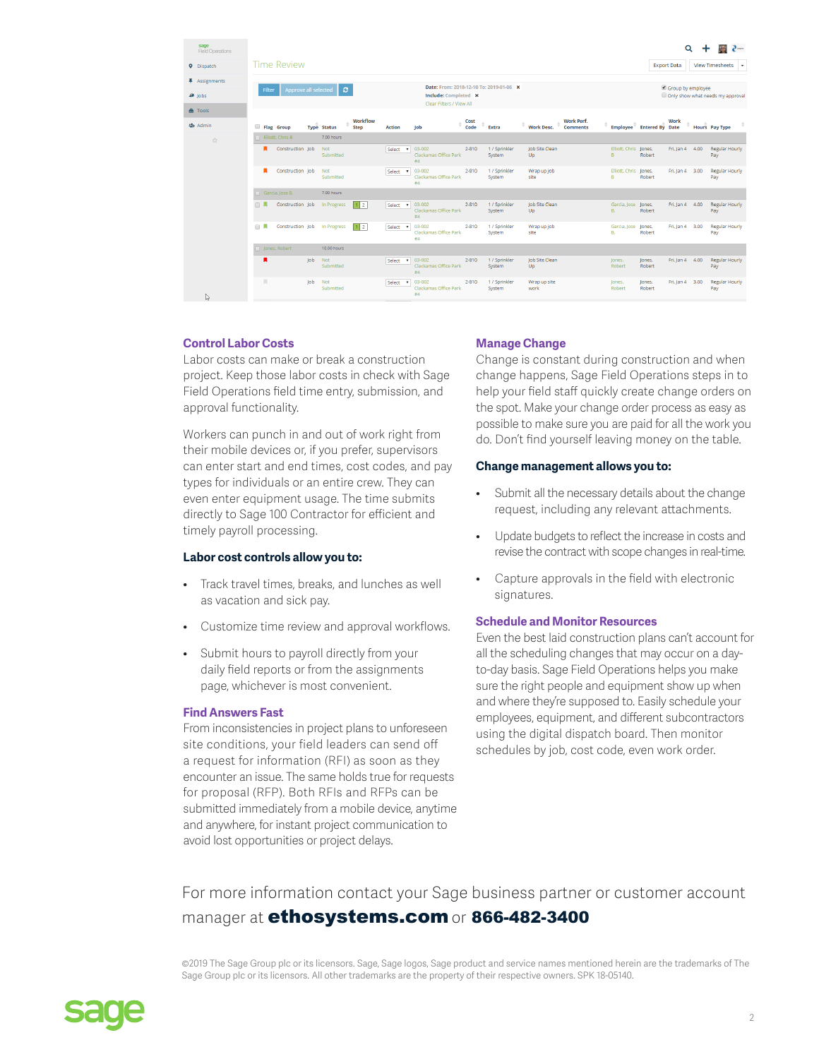## Control Labor Costs

Labor costs can make or break a construction project. Keep those labor costs in check with Sage Field Operations field time entry, submission, and approval functionality.

Workers can punch in and out of work right from their mobile devices or, if you prefer, supervisors can enter start and end times, cost codes, and pay types for individuals or an entire crew. They can even enter equipment usage. The time submits directly to Sage 100 Contractor for efficient and timely payroll processing.

### Labor cost controls allow you to:

- Track travel times, breaks, and lunches as well as vacation and sick pay.
- Customize time review and approval workflows.
- Submit hours to payroll directly from your daily field reports or from the assignments page, whichever is most convenient.

## Find Answers Fast

From inconsistencies in project plans to unforeseen site conditions, your field leaders can send off a request for information (RFI) as soon as they encounter an issue. The same holds true for requests for proposal (RFP). Both RFIs and RFPs can be submitted immediately from a mobile device, anytime and anywhere, for instant project communication to avoid lost opportunities or project delays.

## Manage Change

Change is constant during construction and when change happens, Sage Field Operations steps in to help your field staff quickly create change orders on the spot. Make your change order process as easy as possible to make sure you are paid for all the work you do. Don't find yourself leaving money on the table.

### Change management allows you to:

- Submit all the necessary details about the change request, including any relevant attachments.
- Update budgets to reflect the increase in costs and revise the contract with scope changes in real-time.
- Capture approvals in the field with electronic signatures.

## Schedule and Monitor Resources

Even the best laid construction plans can't account for all the scheduling changes that may occur on a day-to-day basis. Sage Field Operations helps you make sure the right people and equipment show up when and where they're supposed to. Easily schedule your employees, equipment, and different subcontractors using the digital dispatch board. Then monitor schedules by job, cost code, even work order.

For more information contact your Sage business partner or customer account manager at **ethosystems.com** or **866-482-3400**

©2019 The Sage Group plc or its licensors. Sage, Sage logos, Sage product and service names mentioned herein are the trademarks of The Sage Group plc or its licensors. All other trademarks are the property of their respective owners. SPK 18-05140.